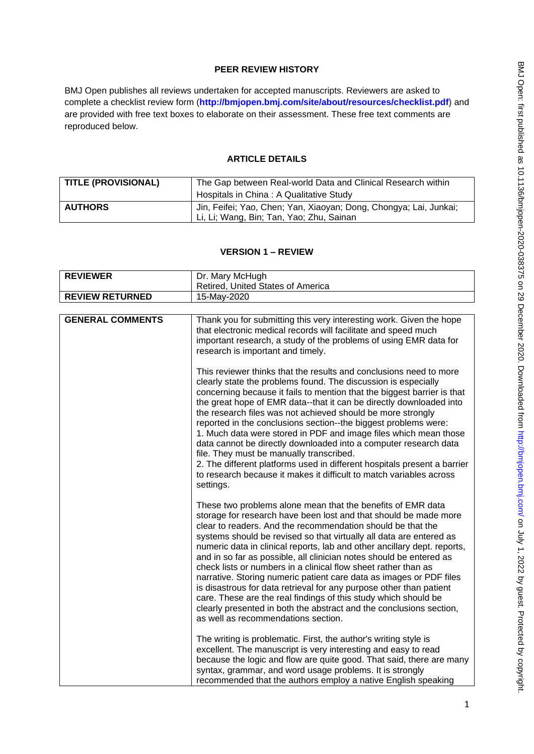## PEER REVIEW HISTORY

BMJ Open publishes all reviews undertaken for accepted manuscripts. Reviewers are asked to complete a checklist review form (**http://bmjopen.bmj.com/site/about/resources/checklist.pdf**) and are provided with free text boxes to elaborate on their assessment. These free text comments are reproduced below.

## ARTICLE DETAILS

| | |
|---|---|
| **TITLE (PROVISIONAL)** | The Gap between Real-world Data and Clinical Research within Hospitals in China : A Qualitative Study |
| **AUTHORS** | Jin, Feifei; Yao, Chen; Yan, Xiaoyan; Dong, Chongya; Lai, Junkai; Li, Li; Wang, Bin; Tan, Yao; Zhu, Sainan |

## VERSION 1 – REVIEW

| | |
|---|---|
| **REVIEWER** | Dr. Mary McHugh<br>Retired, United States of America |
| **REVIEW RETURNED** | 15-May-2020 |

| | |
|---|---|
| **GENERAL COMMENTS** | Thank you for submitting this very interesting work. Given the hope that electronic medical records will facilitate and speed much important research, a study of the problems of using EMR data for research is important and timely.<br><br>This reviewer thinks that the results and conclusions need to more clearly state the problems found. The discussion is especially concerning because it fails to mention that the biggest barrier is that the great hope of EMR data--that it can be directly downloaded into the research files was not achieved should be more strongly reported in the conclusions section--the biggest problems were:<br>1. Much data were stored in PDF and image files which mean those data cannot be directly downloaded into a computer research data file. They must be manually transcribed.<br>2. The different platforms used in different hospitals present a barrier to research because it makes it difficult to match variables across settings.<br><br>These two problems alone mean that the benefits of EMR data storage for research have been lost and that should be made more clear to readers. And the recommendation should be that the systems should be revised so that virtually all data are entered as numeric data in clinical reports, lab and other ancillary dept. reports, and in so far as possible, all clinician notes should be entered as check lists or numbers in a clinical flow sheet rather than as narrative. Storing numeric patient care data as images or PDF files is disastrous for data retrieval for any purpose other than patient care. These are the real findings of this study which should be clearly presented in both the abstract and the conclusions section, as well as recommendations section.<br><br>The writing is problematic. First, the author's writing style is excellent. The manuscript is very interesting and easy to read because the logic and flow are quite good. That said, there are many syntax, grammar, and word usage problems. It is strongly recommended that the authors employ a native English speaking |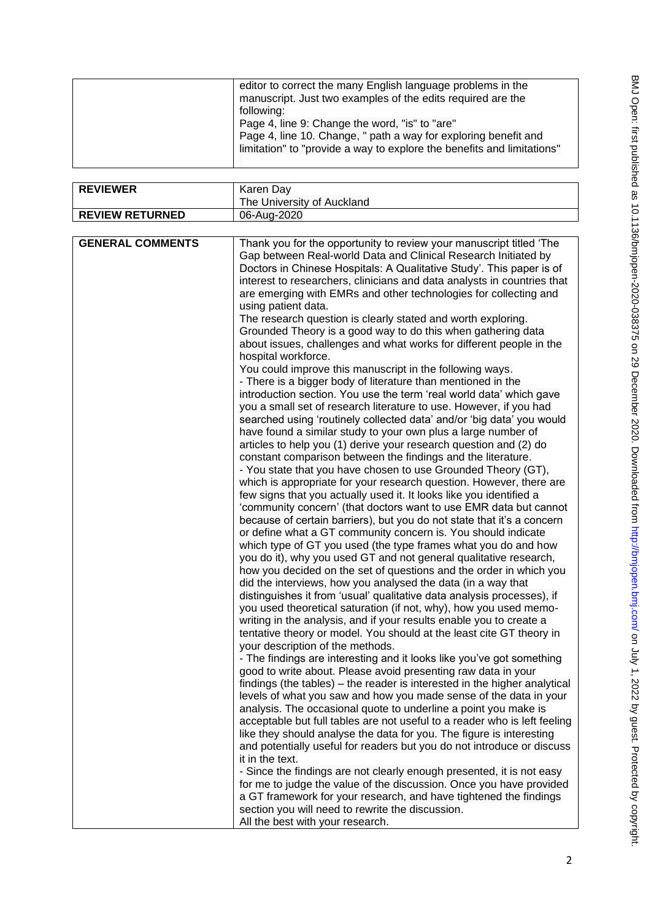| | editor to correct the many English language problems in the manuscript. Just two examples of the edits required are the following:<br>Page 4, line 9: Change the word, "is" to "are"<br>Page 4, line 10. Change, " path a way for exploring benefit and limitation" to "provide a way to explore the benefits and limitations" |
|---|---|

| **REVIEWER** | Karen Day<br>The University of Auckland |
|---|---|
| **REVIEW RETURNED** | 06-Aug-2020 |

| **GENERAL COMMENTS** | Thank you for the opportunity to review your manuscript titled 'The Gap between Real-world Data and Clinical Research Initiated by Doctors in Chinese Hospitals: A Qualitative Study'. This paper is of interest to researchers, clinicians and data analysts in countries that are emerging with EMRs and other technologies for collecting and using patient data.<br>The research question is clearly stated and worth exploring. Grounded Theory is a good way to do this when gathering data about issues, challenges and what works for different people in the hospital workforce.<br>You could improve this manuscript in the following ways.<br>- There is a bigger body of literature than mentioned in the introduction section. You use the term 'real world data' which gave you a small set of research literature to use. However, if you had searched using 'routinely collected data' and/or 'big data' you would have found a similar study to your own plus a large number of articles to help you (1) derive your research question and (2) do constant comparison between the findings and the literature.<br>- You state that you have chosen to use Grounded Theory (GT), which is appropriate for your research question. However, there are few signs that you actually used it. It looks like you identified a 'community concern' (that doctors want to use EMR data but cannot because of certain barriers), but you do not state that it's a concern or define what a GT community concern is. You should indicate which type of GT you used (the type frames what you do and how you do it), why you used GT and not general qualitative research, how you decided on the set of questions and the order in which you did the interviews, how you analysed the data (in a way that distinguishes it from 'usual' qualitative data analysis processes), if you used theoretical saturation (if not, why), how you used memo-writing in the analysis, and if your results enable you to create a tentative theory or model. You should at the least cite GT theory in your description of the methods.<br>- The findings are interesting and it looks like you've got something good to write about. Please avoid presenting raw data in your findings (the tables) – the reader is interested in the higher analytical levels of what you saw and how you made sense of the data in your analysis. The occasional quote to underline a point you make is acceptable but full tables are not useful to a reader who is left feeling like they should analyse the data for you. The figure is interesting and potentially useful for readers but you do not introduce or discuss it in the text.<br>- Since the findings are not clearly enough presented, it is not easy for me to judge the value of the discussion. Once you have provided a GT framework for your research, and have tightened the findings section you will need to rewrite the discussion.<br>All the best with your research. |
|---|---|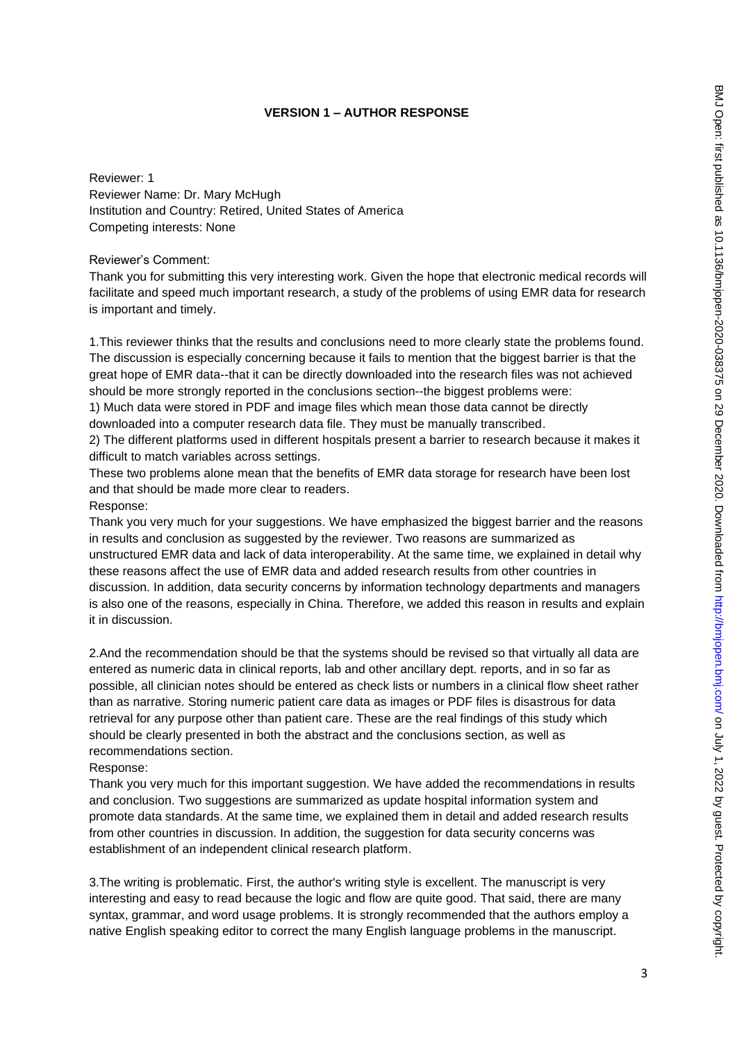**VERSION 1 – AUTHOR RESPONSE**

Reviewer: 1
Reviewer Name: Dr. Mary McHugh
Institution and Country: Retired, United States of America
Competing interests: None

Reviewer's Comment:
Thank you for submitting this very interesting work. Given the hope that electronic medical records will facilitate and speed much important research, a study of the problems of using EMR data for research is important and timely.

1.This reviewer thinks that the results and conclusions need to more clearly state the problems found. The discussion is especially concerning because it fails to mention that the biggest barrier is that the great hope of EMR data--that it can be directly downloaded into the research files was not achieved should be more strongly reported in the conclusions section--the biggest problems were:
1) Much data were stored in PDF and image files which mean those data cannot be directly downloaded into a computer research data file. They must be manually transcribed.
2) The different platforms used in different hospitals present a barrier to research because it makes it difficult to match variables across settings.
These two problems alone mean that the benefits of EMR data storage for research have been lost and that should be made more clear to readers.
Response:
Thank you very much for your suggestions. We have emphasized the biggest barrier and the reasons in results and conclusion as suggested by the reviewer. Two reasons are summarized as unstructured EMR data and lack of data interoperability. At the same time, we explained in detail why these reasons affect the use of EMR data and added research results from other countries in discussion. In addition, data security concerns by information technology departments and managers is also one of the reasons, especially in China. Therefore, we added this reason in results and explain it in discussion.

2.And the recommendation should be that the systems should be revised so that virtually all data are entered as numeric data in clinical reports, lab and other ancillary dept. reports, and in so far as possible, all clinician notes should be entered as check lists or numbers in a clinical flow sheet rather than as narrative. Storing numeric patient care data as images or PDF files is disastrous for data retrieval for any purpose other than patient care. These are the real findings of this study which should be clearly presented in both the abstract and the conclusions section, as well as recommendations section.
Response:
Thank you very much for this important suggestion. We have added the recommendations in results and conclusion. Two suggestions are summarized as update hospital information system and promote data standards. At the same time, we explained them in detail and added research results from other countries in discussion. In addition, the suggestion for data security concerns was establishment of an independent clinical research platform.

3.The writing is problematic. First, the author's writing style is excellent. The manuscript is very interesting and easy to read because the logic and flow are quite good. That said, there are many syntax, grammar, and word usage problems. It is strongly recommended that the authors employ a native English speaking editor to correct the many English language problems in the manuscript.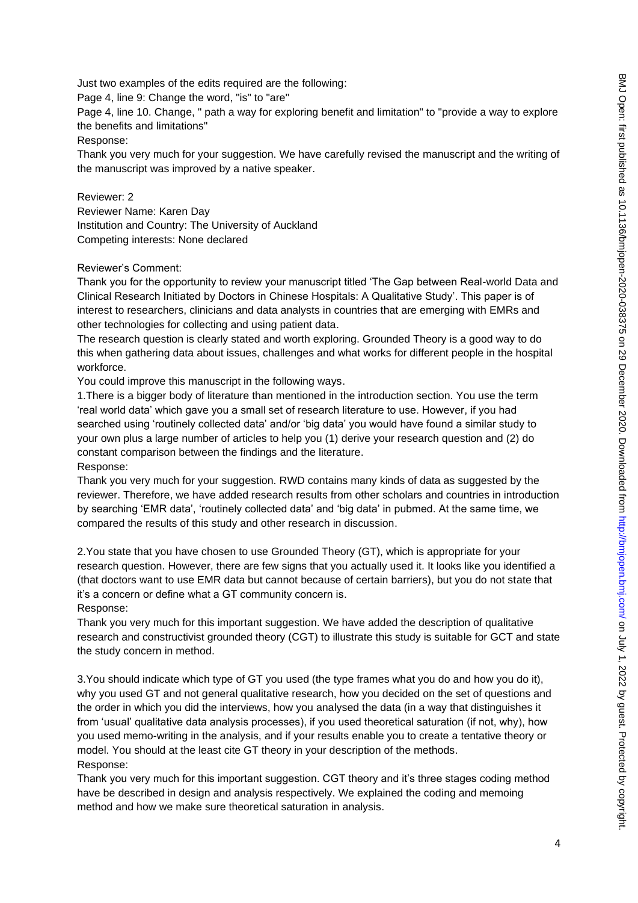Just two examples of the edits required are the following:

Page 4, line 9: Change the word, "is" to "are"

Page 4, line 10. Change, " path a way for exploring benefit and limitation" to "provide a way to explore the benefits and limitations"

Response:

Thank you very much for your suggestion. We have carefully revised the manuscript and the writing of the manuscript was improved by a native speaker.

Reviewer: 2

Reviewer Name: Karen Day

Institution and Country: The University of Auckland

Competing interests: None declared

Reviewer's Comment:

Thank you for the opportunity to review your manuscript titled 'The Gap between Real-world Data and Clinical Research Initiated by Doctors in Chinese Hospitals: A Qualitative Study'. This paper is of interest to researchers, clinicians and data analysts in countries that are emerging with EMRs and other technologies for collecting and using patient data.

The research question is clearly stated and worth exploring. Grounded Theory is a good way to do this when gathering data about issues, challenges and what works for different people in the hospital workforce.

You could improve this manuscript in the following ways.

1.There is a bigger body of literature than mentioned in the introduction section. You use the term 'real world data' which gave you a small set of research literature to use. However, if you had searched using 'routinely collected data' and/or 'big data' you would have found a similar study to your own plus a large number of articles to help you (1) derive your research question and (2) do constant comparison between the findings and the literature.

Response:

Thank you very much for your suggestion. RWD contains many kinds of data as suggested by the reviewer. Therefore, we have added research results from other scholars and countries in introduction by searching 'EMR data', 'routinely collected data' and 'big data' in pubmed. At the same time, we compared the results of this study and other research in discussion.

2.You state that you have chosen to use Grounded Theory (GT), which is appropriate for your research question. However, there are few signs that you actually used it. It looks like you identified a (that doctors want to use EMR data but cannot because of certain barriers), but you do not state that it's a concern or define what a GT community concern is.

Response:

Thank you very much for this important suggestion. We have added the description of qualitative research and constructivist grounded theory (CGT) to illustrate this study is suitable for GCT and state the study concern in method.

3.You should indicate which type of GT you used (the type frames what you do and how you do it), why you used GT and not general qualitative research, how you decided on the set of questions and the order in which you did the interviews, how you analysed the data (in a way that distinguishes it from 'usual' qualitative data analysis processes), if you used theoretical saturation (if not, why), how you used memo-writing in the analysis, and if your results enable you to create a tentative theory or model. You should at the least cite GT theory in your description of the methods.

Response:

Thank you very much for this important suggestion. CGT theory and it's three stages coding method have be described in design and analysis respectively. We explained the coding and memoing method and how we make sure theoretical saturation in analysis.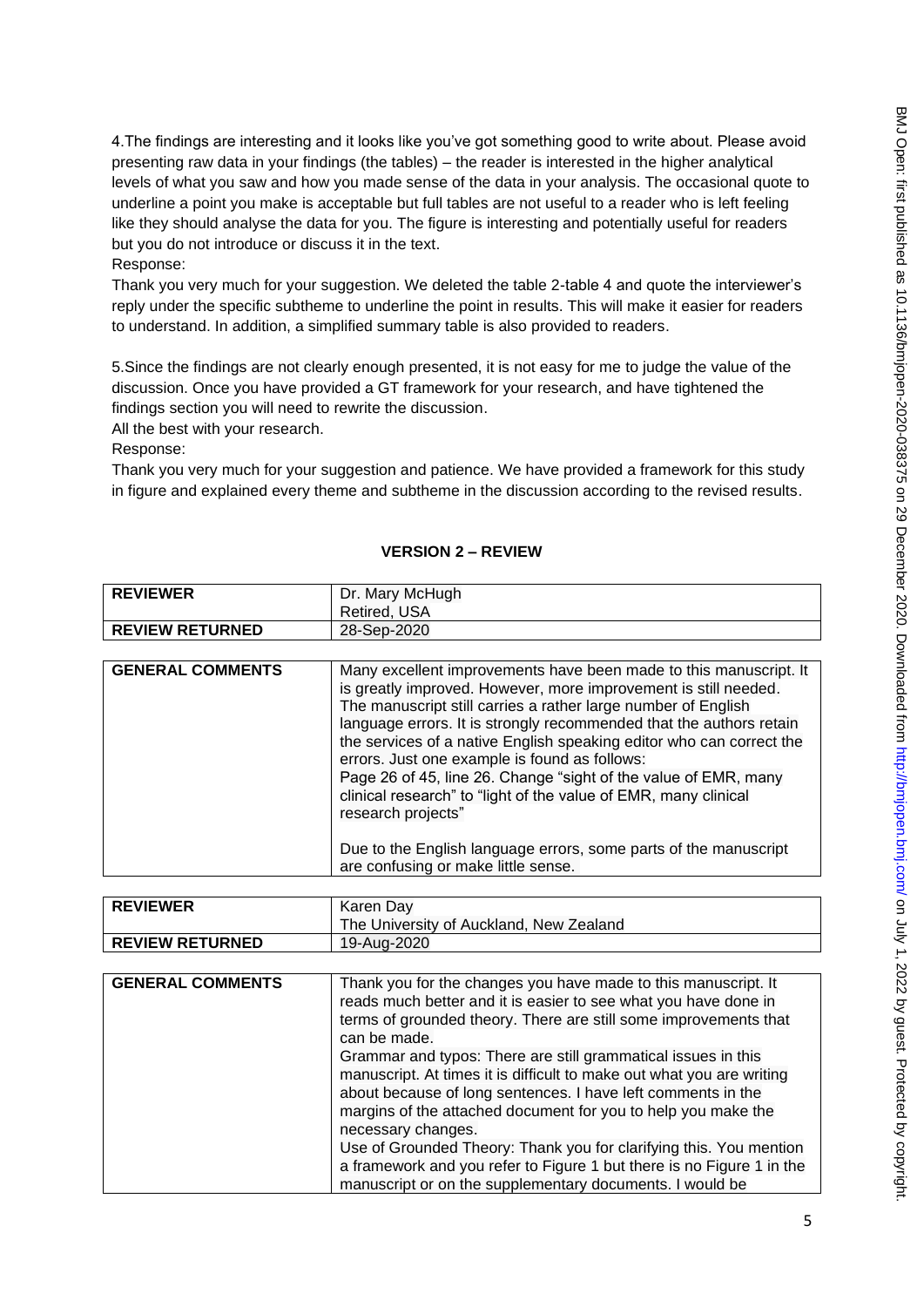4.The findings are interesting and it looks like you've got something good to write about. Please avoid presenting raw data in your findings (the tables) – the reader is interested in the higher analytical levels of what you saw and how you made sense of the data in your analysis. The occasional quote to underline a point you make is acceptable but full tables are not useful to a reader who is left feeling like they should analyse the data for you. The figure is interesting and potentially useful for readers but you do not introduce or discuss it in the text.

Response:

Thank you very much for your suggestion. We deleted the table 2-table 4 and quote the interviewer's reply under the specific subtheme to underline the point in results. This will make it easier for readers to understand. In addition, a simplified summary table is also provided to readers.

5.Since the findings are not clearly enough presented, it is not easy for me to judge the value of the discussion. Once you have provided a GT framework for your research, and have tightened the findings section you will need to rewrite the discussion.

All the best with your research.

Response:

Thank you very much for your suggestion and patience. We have provided a framework for this study in figure and explained every theme and subtheme in the discussion according to the revised results.

## VERSION 2 – REVIEW

| REVIEWER | Dr. Mary McHugh<br>Retired, USA |
|---|---|
| REVIEW RETURNED | 28-Sep-2020 |

| GENERAL COMMENTS | Many excellent improvements have been made to this manuscript. It is greatly improved. However, more improvement is still needed. The manuscript still carries a rather large number of English language errors. It is strongly recommended that the authors retain the services of a native English speaking editor who can correct the errors. Just one example is found as follows:<br>Page 26 of 45, line 26. Change "sight of the value of EMR, many clinical research" to "light of the value of EMR, many clinical research projects"<br><br>Due to the English language errors, some parts of the manuscript are confusing or make little sense. |
|---|---|

| REVIEWER | Karen Day<br>The University of Auckland, New Zealand |
|---|---|
| REVIEW RETURNED | 19-Aug-2020 |

| GENERAL COMMENTS | Thank you for the changes you have made to this manuscript. It reads much better and it is easier to see what you have done in terms of grounded theory. There are still some improvements that can be made.<br>Grammar and typos: There are still grammatical issues in this manuscript. At times it is difficult to make out what you are writing about because of long sentences. I have left comments in the margins of the attached document for you to help you make the necessary changes.<br>Use of Grounded Theory: Thank you for clarifying this. You mention a framework and you refer to Figure 1 but there is no Figure 1 in the manuscript or on the supplementary documents. I would be |
|---|---|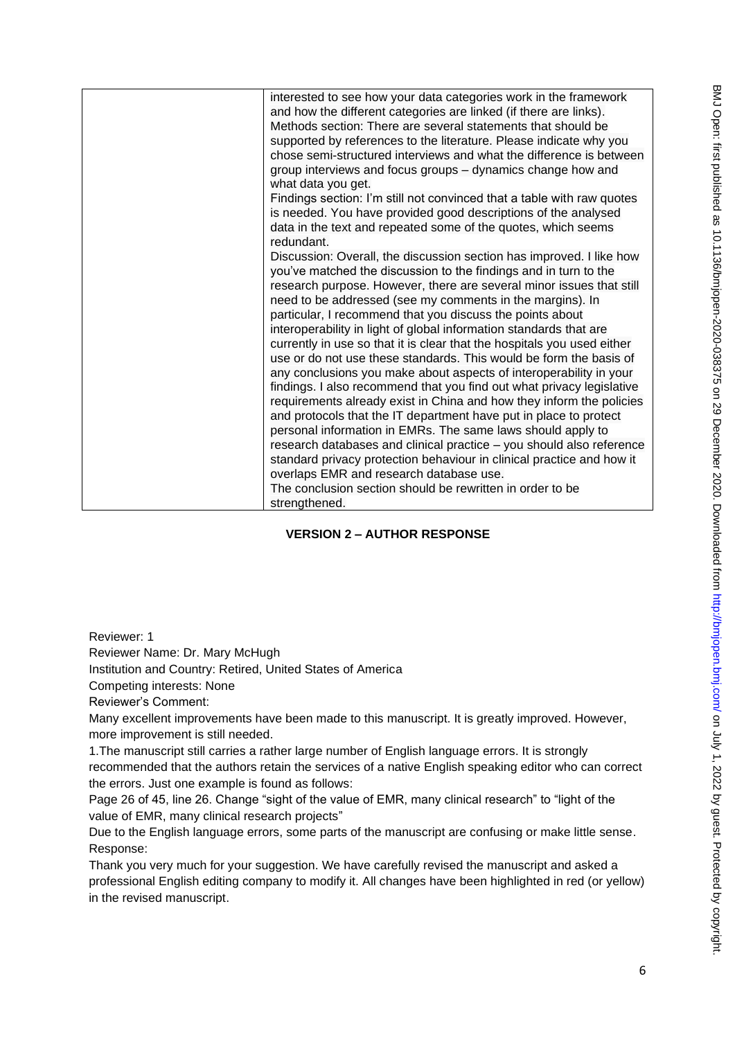| | interested to see how your data categories work in the framework and how the different categories are linked (if there are links).<br>Methods section: There are several statements that should be supported by references to the literature. Please indicate why you chose semi-structured interviews and what the difference is between group interviews and focus groups – dynamics change how and what data you get.<br>Findings section: I'm still not convinced that a table with raw quotes is needed. You have provided good descriptions of the analysed data in the text and repeated some of the quotes, which seems redundant.<br>Discussion: Overall, the discussion section has improved. I like how you've matched the discussion to the findings and in turn to the research purpose. However, there are several minor issues that still need to be addressed (see my comments in the margins). In particular, I recommend that you discuss the points about interoperability in light of global information standards that are currently in use so that it is clear that the hospitals you used either use or do not use these standards. This would be form the basis of any conclusions you make about aspects of interoperability in your findings. I also recommend that you find out what privacy legislative requirements already exist in China and how they inform the policies and protocols that the IT department have put in place to protect personal information in EMRs. The same laws should apply to research databases and clinical practice – you should also reference standard privacy protection behaviour in clinical practice and how it overlaps EMR and research database use.<br>The conclusion section should be rewritten in order to be strengthened. |
|---|---|

**VERSION 2 – AUTHOR RESPONSE**

Reviewer: 1

Reviewer Name: Dr. Mary McHugh

Institution and Country: Retired, United States of America

Competing interests: None

Reviewer's Comment:

Many excellent improvements have been made to this manuscript. It is greatly improved. However, more improvement is still needed.

1.The manuscript still carries a rather large number of English language errors. It is strongly recommended that the authors retain the services of a native English speaking editor who can correct the errors. Just one example is found as follows:

Page 26 of 45, line 26. Change "sight of the value of EMR, many clinical research" to "light of the value of EMR, many clinical research projects"

Due to the English language errors, some parts of the manuscript are confusing or make little sense.

Response:

Thank you very much for your suggestion. We have carefully revised the manuscript and asked a professional English editing company to modify it. All changes have been highlighted in red (or yellow) in the revised manuscript.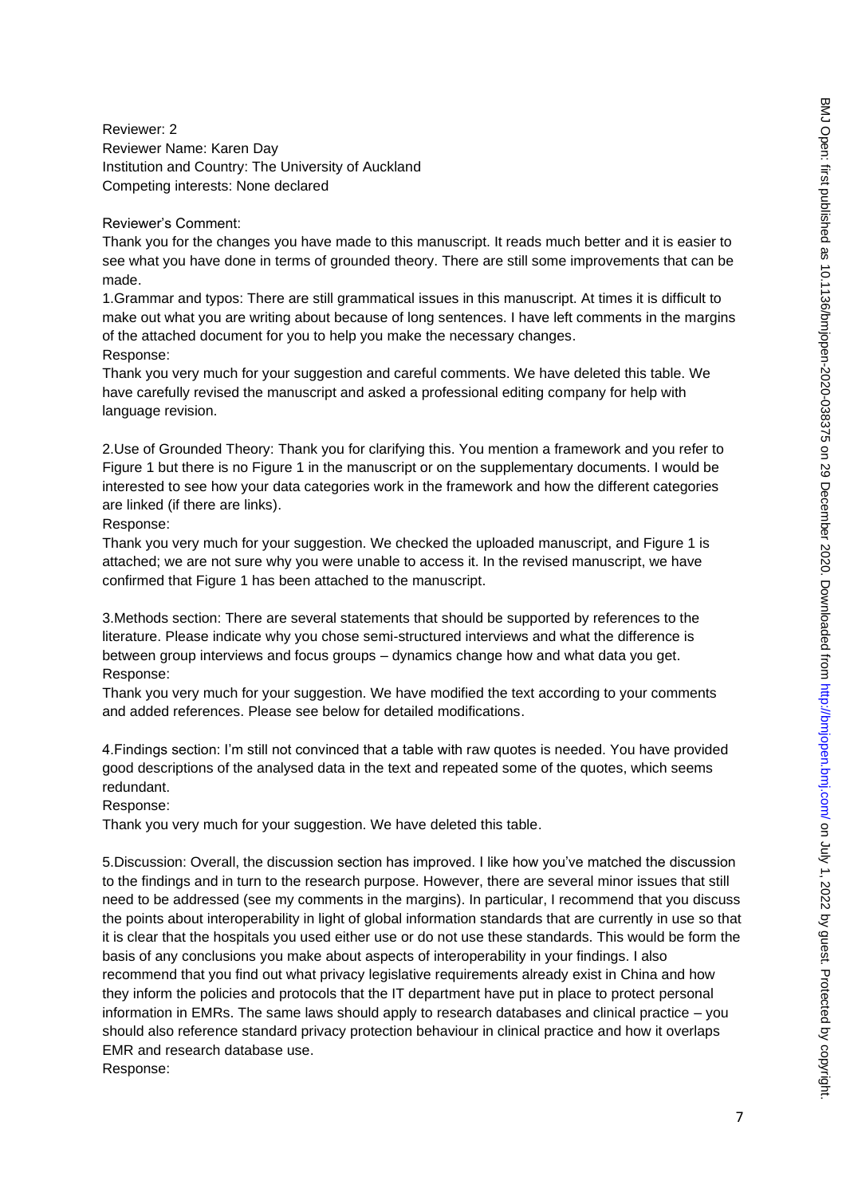Reviewer: 2
Reviewer Name: Karen Day
Institution and Country: The University of Auckland
Competing interests: None declared

Reviewer's Comment:
Thank you for the changes you have made to this manuscript. It reads much better and it is easier to see what you have done in terms of grounded theory. There are still some improvements that can be made.

1.Grammar and typos: There are still grammatical issues in this manuscript. At times it is difficult to make out what you are writing about because of long sentences. I have left comments in the margins of the attached document for you to help you make the necessary changes.
Response:
Thank you very much for your suggestion and careful comments. We have deleted this table. We have carefully revised the manuscript and asked a professional editing company for help with language revision.

2.Use of Grounded Theory: Thank you for clarifying this. You mention a framework and you refer to Figure 1 but there is no Figure 1 in the manuscript or on the supplementary documents. I would be interested to see how your data categories work in the framework and how the different categories are linked (if there are links).
Response:
Thank you very much for your suggestion. We checked the uploaded manuscript, and Figure 1 is attached; we are not sure why you were unable to access it. In the revised manuscript, we have confirmed that Figure 1 has been attached to the manuscript.

3.Methods section: There are several statements that should be supported by references to the literature. Please indicate why you chose semi-structured interviews and what the difference is between group interviews and focus groups – dynamics change how and what data you get.
Response:
Thank you very much for your suggestion. We have modified the text according to your comments and added references. Please see below for detailed modifications.

4.Findings section: I'm still not convinced that a table with raw quotes is needed. You have provided good descriptions of the analysed data in the text and repeated some of the quotes, which seems redundant.
Response:
Thank you very much for your suggestion. We have deleted this table.

5.Discussion: Overall, the discussion section has improved. I like how you've matched the discussion to the findings and in turn to the research purpose. However, there are several minor issues that still need to be addressed (see my comments in the margins). In particular, I recommend that you discuss the points about interoperability in light of global information standards that are currently in use so that it is clear that the hospitals you used either use or do not use these standards. This would be form the basis of any conclusions you make about aspects of interoperability in your findings. I also recommend that you find out what privacy legislative requirements already exist in China and how they inform the policies and protocols that the IT department have put in place to protect personal information in EMRs. The same laws should apply to research databases and clinical practice – you should also reference standard privacy protection behaviour in clinical practice and how it overlaps EMR and research database use.
Response: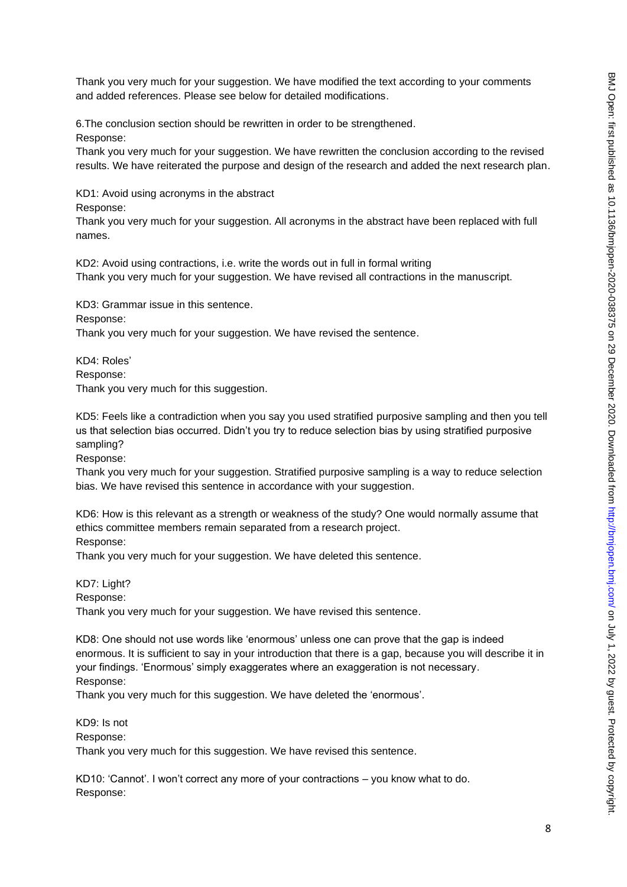Thank you very much for your suggestion. We have modified the text according to your comments and added references. Please see below for detailed modifications.

6.The conclusion section should be rewritten in order to be strengthened.
Response:
Thank you very much for your suggestion. We have rewritten the conclusion according to the revised results. We have reiterated the purpose and design of the research and added the next research plan.

KD1: Avoid using acronyms in the abstract
Response:
Thank you very much for your suggestion. All acronyms in the abstract have been replaced with full names.

KD2: Avoid using contractions, i.e. write the words out in full in formal writing
Thank you very much for your suggestion. We have revised all contractions in the manuscript.

KD3: Grammar issue in this sentence.
Response:
Thank you very much for your suggestion. We have revised the sentence.

KD4: Roles'
Response:
Thank you very much for this suggestion.

KD5: Feels like a contradiction when you say you used stratified purposive sampling and then you tell us that selection bias occurred. Didn't you try to reduce selection bias by using stratified purposive sampling?
Response:
Thank you very much for your suggestion. Stratified purposive sampling is a way to reduce selection bias. We have revised this sentence in accordance with your suggestion.

KD6: How is this relevant as a strength or weakness of the study? One would normally assume that ethics committee members remain separated from a research project.
Response:
Thank you very much for your suggestion. We have deleted this sentence.

KD7: Light?
Response:
Thank you very much for your suggestion. We have revised this sentence.

KD8: One should not use words like 'enormous' unless one can prove that the gap is indeed enormous. It is sufficient to say in your introduction that there is a gap, because you will describe it in your findings. 'Enormous' simply exaggerates where an exaggeration is not necessary.
Response:
Thank you very much for this suggestion. We have deleted the 'enormous'.

KD9: Is not
Response:
Thank you very much for this suggestion. We have revised this sentence.

KD10: 'Cannot'. I won't correct any more of your contractions – you know what to do.
Response: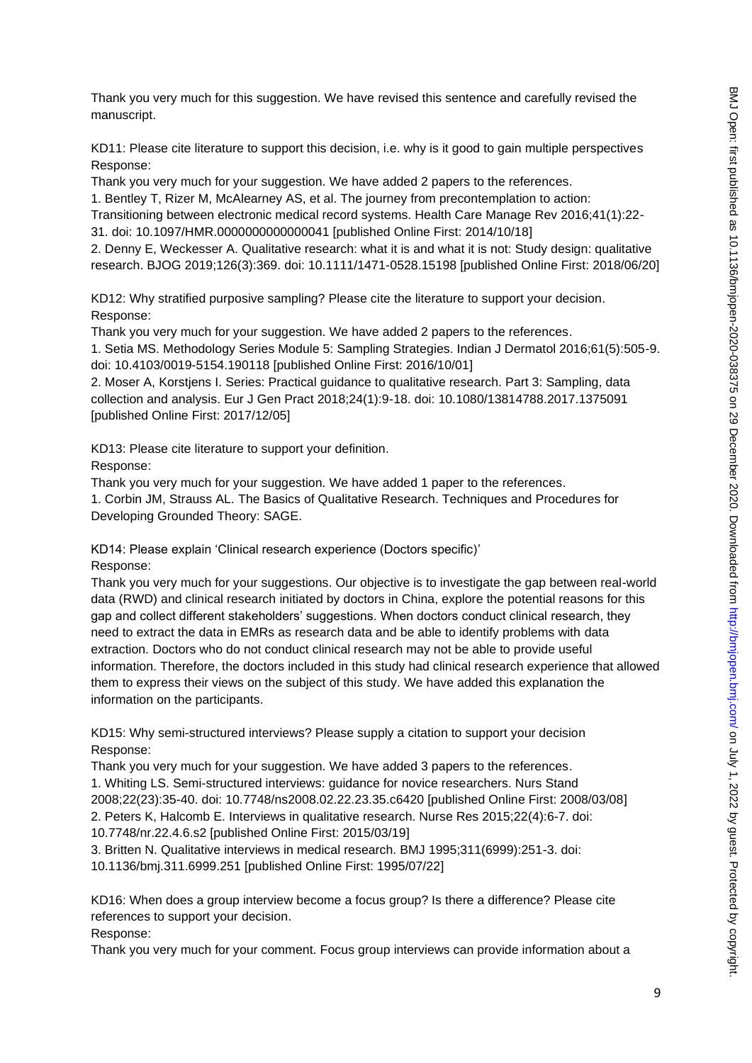Thank you very much for this suggestion. We have revised this sentence and carefully revised the manuscript.

KD11: Please cite literature to support this decision, i.e. why is it good to gain multiple perspectives

Response:

Thank you very much for your suggestion. We have added 2 papers to the references.

1. Bentley T, Rizer M, McAlearney AS, et al. The journey from precontemplation to action: Transitioning between electronic medical record systems. Health Care Manage Rev 2016;41(1):22-31. doi: 10.1097/HMR.0000000000000041 [published Online First: 2014/10/18]
2. Denny E, Weckesser A. Qualitative research: what it is and what it is not: Study design: qualitative research. BJOG 2019;126(3):369. doi: 10.1111/1471-0528.15198 [published Online First: 2018/06/20]

KD12: Why stratified purposive sampling? Please cite the literature to support your decision.

Response:

Thank you very much for your suggestion. We have added 2 papers to the references.

1. Setia MS. Methodology Series Module 5: Sampling Strategies. Indian J Dermatol 2016;61(5):505-9. doi: 10.4103/0019-5154.190118 [published Online First: 2016/10/01]
2. Moser A, Korstjens I. Series: Practical guidance to qualitative research. Part 3: Sampling, data collection and analysis. Eur J Gen Pract 2018;24(1):9-18. doi: 10.1080/13814788.2017.1375091 [published Online First: 2017/12/05]

KD13: Please cite literature to support your definition.

Response:

Thank you very much for your suggestion. We have added 1 paper to the references.

1. Corbin JM, Strauss AL. The Basics of Qualitative Research. Techniques and Procedures for Developing Grounded Theory: SAGE.

KD14: Please explain 'Clinical research experience (Doctors specific)'

Response:

Thank you very much for your suggestions. Our objective is to investigate the gap between real-world data (RWD) and clinical research initiated by doctors in China, explore the potential reasons for this gap and collect different stakeholders' suggestions. When doctors conduct clinical research, they need to extract the data in EMRs as research data and be able to identify problems with data extraction. Doctors who do not conduct clinical research may not be able to provide useful information. Therefore, the doctors included in this study had clinical research experience that allowed them to express their views on the subject of this study. We have added this explanation the information on the participants.

KD15: Why semi-structured interviews? Please supply a citation to support your decision

Response:

Thank you very much for your suggestion. We have added 3 papers to the references.

1. Whiting LS. Semi-structured interviews: guidance for novice researchers. Nurs Stand 2008;22(23):35-40. doi: 10.7748/ns2008.02.22.23.35.c6420 [published Online First: 2008/03/08]
2. Peters K, Halcomb E. Interviews in qualitative research. Nurse Res 2015;22(4):6-7. doi: 10.7748/nr.22.4.6.s2 [published Online First: 2015/03/19]
3. Britten N. Qualitative interviews in medical research. BMJ 1995;311(6999):251-3. doi: 10.1136/bmj.311.6999.251 [published Online First: 1995/07/22]

KD16: When does a group interview become a focus group? Is there a difference? Please cite references to support your decision.

Response:

Thank you very much for your comment. Focus group interviews can provide information about a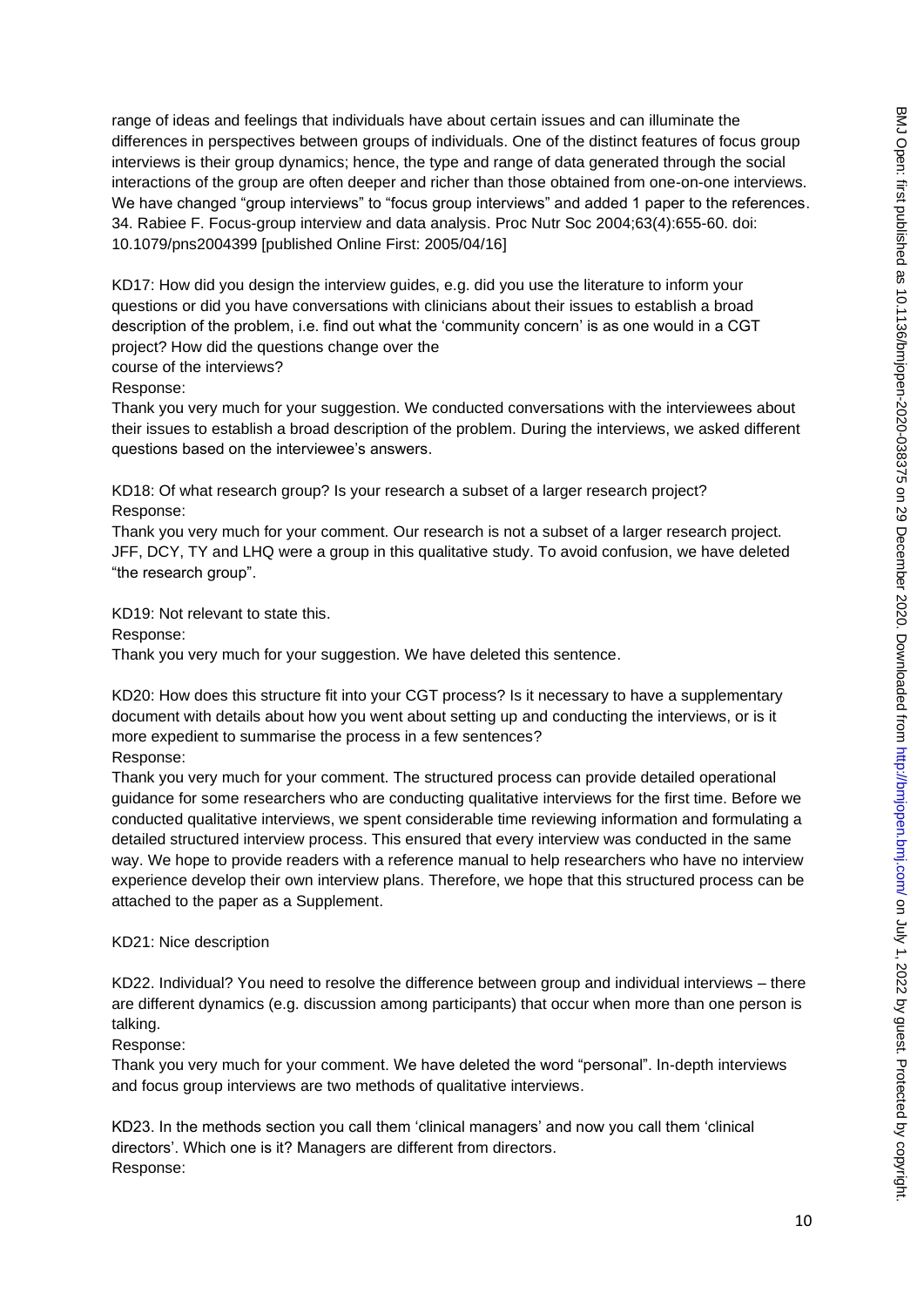range of ideas and feelings that individuals have about certain issues and can illuminate the differences in perspectives between groups of individuals. One of the distinct features of focus group interviews is their group dynamics; hence, the type and range of data generated through the social interactions of the group are often deeper and richer than those obtained from one-on-one interviews. We have changed "group interviews" to "focus group interviews" and added 1 paper to the references.
34. Rabiee F. Focus-group interview and data analysis. Proc Nutr Soc 2004;63(4):655-60. doi: 10.1079/pns2004399 [published Online First: 2005/04/16]

KD17: How did you design the interview guides, e.g. did you use the literature to inform your questions or did you have conversations with clinicians about their issues to establish a broad description of the problem, i.e. find out what the 'community concern' is as one would in a CGT project? How did the questions change over the
course of the interviews?
Response:
Thank you very much for your suggestion. We conducted conversations with the interviewees about their issues to establish a broad description of the problem. During the interviews, we asked different questions based on the interviewee's answers.

KD18: Of what research group? Is your research a subset of a larger research project?
Response:
Thank you very much for your comment. Our research is not a subset of a larger research project. JFF, DCY, TY and LHQ were a group in this qualitative study. To avoid confusion, we have deleted "the research group".

KD19: Not relevant to state this.
Response:
Thank you very much for your suggestion. We have deleted this sentence.

KD20: How does this structure fit into your CGT process? Is it necessary to have a supplementary document with details about how you went about setting up and conducting the interviews, or is it more expedient to summarise the process in a few sentences?
Response:
Thank you very much for your comment. The structured process can provide detailed operational guidance for some researchers who are conducting qualitative interviews for the first time. Before we conducted qualitative interviews, we spent considerable time reviewing information and formulating a detailed structured interview process. This ensured that every interview was conducted in the same way. We hope to provide readers with a reference manual to help researchers who have no interview experience develop their own interview plans. Therefore, we hope that this structured process can be attached to the paper as a Supplement.

KD21: Nice description

KD22. Individual? You need to resolve the difference between group and individual interviews – there are different dynamics (e.g. discussion among participants) that occur when more than one person is talking.
Response:
Thank you very much for your comment. We have deleted the word "personal". In-depth interviews and focus group interviews are two methods of qualitative interviews.

KD23. In the methods section you call them 'clinical managers' and now you call them 'clinical directors'. Which one is it? Managers are different from directors.
Response: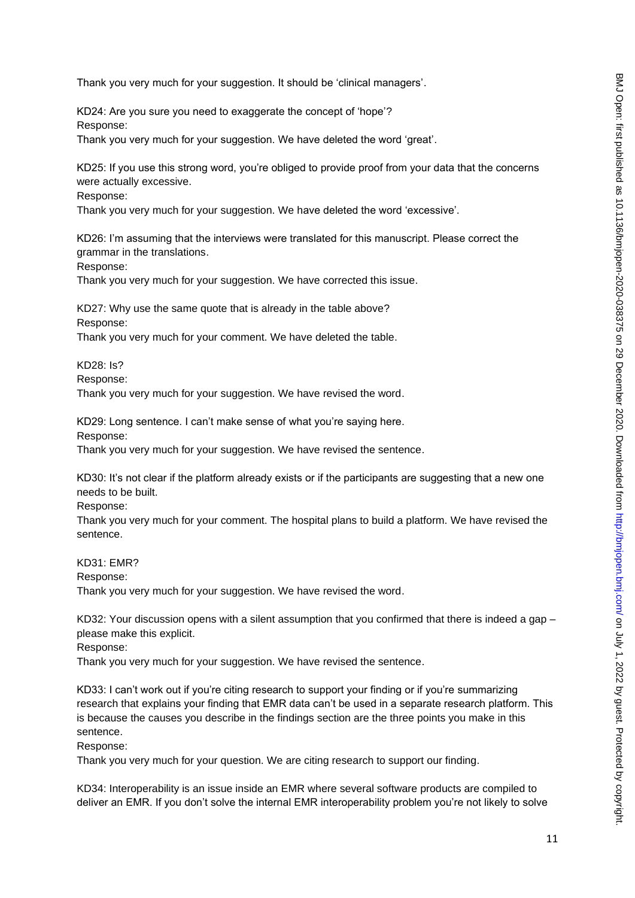Thank you very much for your suggestion. It should be 'clinical managers'.

KD24: Are you sure you need to exaggerate the concept of 'hope'?
Response:
Thank you very much for your suggestion. We have deleted the word 'great'.

KD25: If you use this strong word, you're obliged to provide proof from your data that the concerns were actually excessive.
Response:
Thank you very much for your suggestion. We have deleted the word 'excessive'.

KD26: I'm assuming that the interviews were translated for this manuscript. Please correct the grammar in the translations.
Response:
Thank you very much for your suggestion. We have corrected this issue.

KD27: Why use the same quote that is already in the table above?
Response:
Thank you very much for your comment. We have deleted the table.

KD28: Is?
Response:
Thank you very much for your suggestion. We have revised the word.

KD29: Long sentence. I can't make sense of what you're saying here.
Response:
Thank you very much for your suggestion. We have revised the sentence.

KD30: It's not clear if the platform already exists or if the participants are suggesting that a new one needs to be built.
Response:
Thank you very much for your comment. The hospital plans to build a platform. We have revised the sentence.

KD31: EMR?
Response:
Thank you very much for your suggestion. We have revised the word.

KD32: Your discussion opens with a silent assumption that you confirmed that there is indeed a gap – please make this explicit.
Response:
Thank you very much for your suggestion. We have revised the sentence.

KD33: I can't work out if you're citing research to support your finding or if you're summarizing research that explains your finding that EMR data can't be used in a separate research platform. This is because the causes you describe in the findings section are the three points you make in this sentence.
Response:
Thank you very much for your question. We are citing research to support our finding.

KD34: Interoperability is an issue inside an EMR where several software products are compiled to deliver an EMR. If you don't solve the internal EMR interoperability problem you're not likely to solve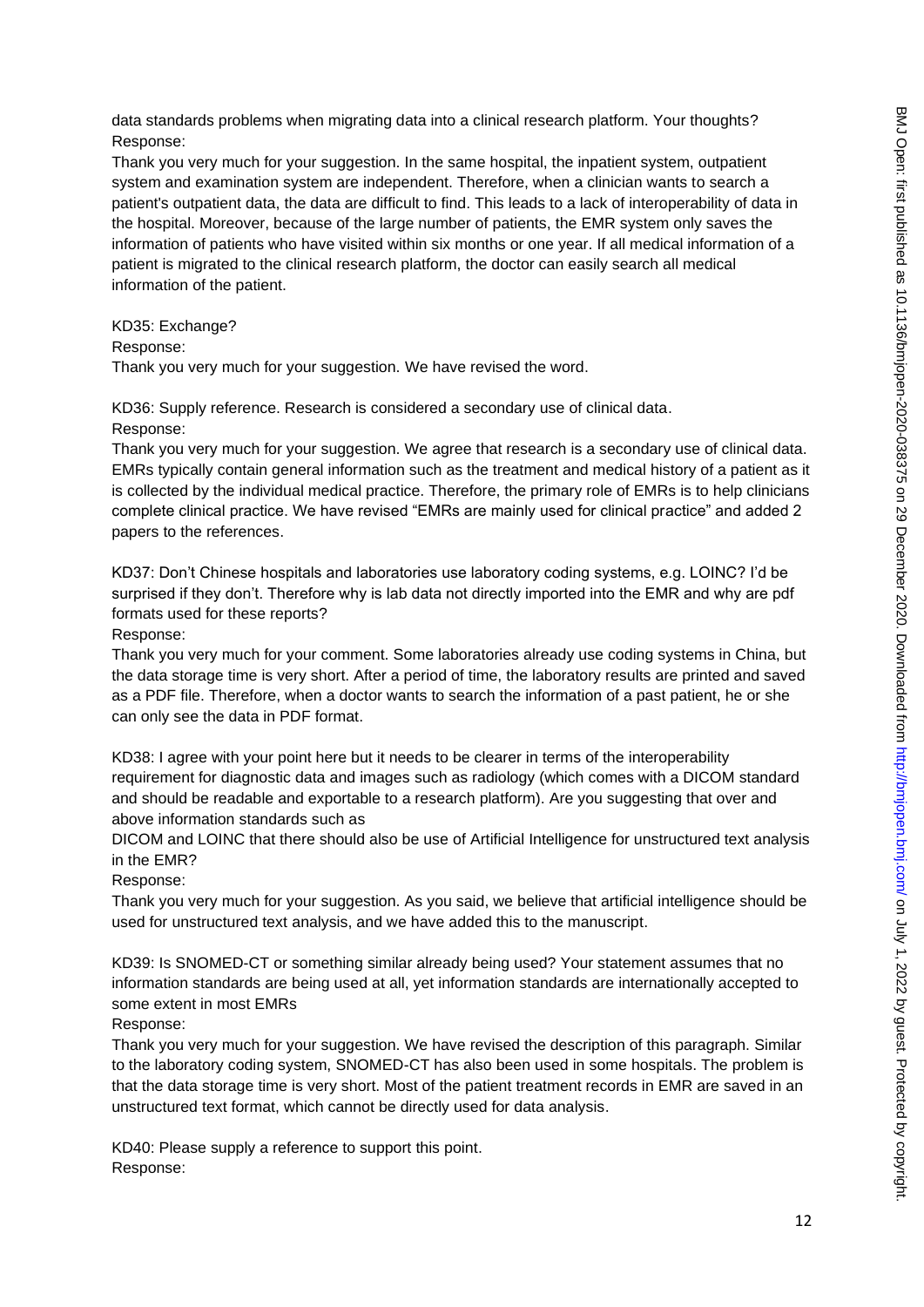data standards problems when migrating data into a clinical research platform. Your thoughts?
Response:
Thank you very much for your suggestion. In the same hospital, the inpatient system, outpatient system and examination system are independent. Therefore, when a clinician wants to search a patient's outpatient data, the data are difficult to find. This leads to a lack of interoperability of data in the hospital. Moreover, because of the large number of patients, the EMR system only saves the information of patients who have visited within six months or one year. If all medical information of a patient is migrated to the clinical research platform, the doctor can easily search all medical information of the patient.

KD35: Exchange?
Response:
Thank you very much for your suggestion. We have revised the word.

KD36: Supply reference. Research is considered a secondary use of clinical data.
Response:
Thank you very much for your suggestion. We agree that research is a secondary use of clinical data. EMRs typically contain general information such as the treatment and medical history of a patient as it is collected by the individual medical practice. Therefore, the primary role of EMRs is to help clinicians complete clinical practice. We have revised "EMRs are mainly used for clinical practice" and added 2 papers to the references.

KD37: Don't Chinese hospitals and laboratories use laboratory coding systems, e.g. LOINC? I'd be surprised if they don't. Therefore why is lab data not directly imported into the EMR and why are pdf formats used for these reports?
Response:
Thank you very much for your comment. Some laboratories already use coding systems in China, but the data storage time is very short. After a period of time, the laboratory results are printed and saved as a PDF file. Therefore, when a doctor wants to search the information of a past patient, he or she can only see the data in PDF format.

KD38: I agree with your point here but it needs to be clearer in terms of the interoperability requirement for diagnostic data and images such as radiology (which comes with a DICOM standard and should be readable and exportable to a research platform). Are you suggesting that over and above information standards such as
DICOM and LOINC that there should also be use of Artificial Intelligence for unstructured text analysis in the EMR?
Response:
Thank you very much for your suggestion. As you said, we believe that artificial intelligence should be used for unstructured text analysis, and we have added this to the manuscript.

KD39: Is SNOMED-CT or something similar already being used? Your statement assumes that no information standards are being used at all, yet information standards are internationally accepted to some extent in most EMRs
Response:
Thank you very much for your suggestion. We have revised the description of this paragraph. Similar to the laboratory coding system, SNOMED-CT has also been used in some hospitals. The problem is that the data storage time is very short. Most of the patient treatment records in EMR are saved in an unstructured text format, which cannot be directly used for data analysis.

KD40: Please supply a reference to support this point.
Response: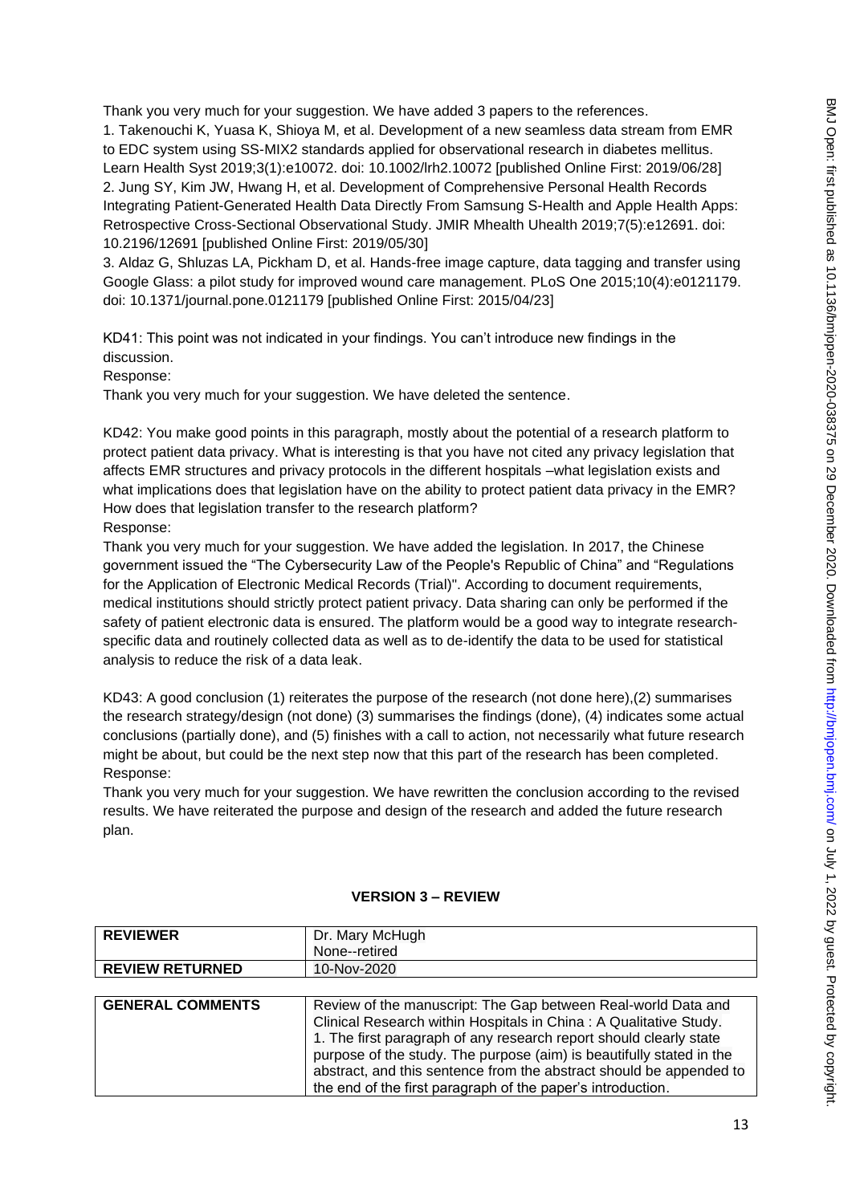Thank you very much for your suggestion. We have added 3 papers to the references.

1. Takenouchi K, Yuasa K, Shioya M, et al. Development of a new seamless data stream from EMR to EDC system using SS-MIX2 standards applied for observational research in diabetes mellitus. Learn Health Syst 2019;3(1):e10072. doi: 10.1002/lrh2.10072 [published Online First: 2019/06/28]
2. Jung SY, Kim JW, Hwang H, et al. Development of Comprehensive Personal Health Records Integrating Patient-Generated Health Data Directly From Samsung S-Health and Apple Health Apps: Retrospective Cross-Sectional Observational Study. JMIR Mhealth Uhealth 2019;7(5):e12691. doi: 10.2196/12691 [published Online First: 2019/05/30]
3. Aldaz G, Shluzas LA, Pickham D, et al. Hands-free image capture, data tagging and transfer using Google Glass: a pilot study for improved wound care management. PLoS One 2015;10(4):e0121179. doi: 10.1371/journal.pone.0121179 [published Online First: 2015/04/23]

KD41: This point was not indicated in your findings. You can't introduce new findings in the discussion.

Response:

Thank you very much for your suggestion. We have deleted the sentence.

KD42: You make good points in this paragraph, mostly about the potential of a research platform to protect patient data privacy. What is interesting is that you have not cited any privacy legislation that affects EMR structures and privacy protocols in the different hospitals –what legislation exists and what implications does that legislation have on the ability to protect patient data privacy in the EMR? How does that legislation transfer to the research platform?

Response:

Thank you very much for your suggestion. We have added the legislation. In 2017, the Chinese government issued the "The Cybersecurity Law of the People's Republic of China" and "Regulations for the Application of Electronic Medical Records (Trial)". According to document requirements, medical institutions should strictly protect patient privacy. Data sharing can only be performed if the safety of patient electronic data is ensured. The platform would be a good way to integrate research-specific data and routinely collected data as well as to de-identify the data to be used for statistical analysis to reduce the risk of a data leak.

KD43: A good conclusion (1) reiterates the purpose of the research (not done here),(2) summarises the research strategy/design (not done) (3) summarises the findings (done), (4) indicates some actual conclusions (partially done), and (5) finishes with a call to action, not necessarily what future research might be about, but could be the next step now that this part of the research has been completed.

Response:

Thank you very much for your suggestion. We have rewritten the conclusion according to the revised results. We have reiterated the purpose and design of the research and added the future research plan.

**VERSION 3 – REVIEW**

| **REVIEWER** | Dr. Mary McHugh<br>None--retired |
|---|---|
| **REVIEW RETURNED** | 10-Nov-2020 |

| **GENERAL COMMENTS** | Review of the manuscript: The Gap between Real-world Data and Clinical Research within Hospitals in China : A Qualitative Study.<br>1. The first paragraph of any research report should clearly state purpose of the study. The purpose (aim) is beautifully stated in the abstract, and this sentence from the abstract should be appended to the end of the first paragraph of the paper's introduction. |
|---|---|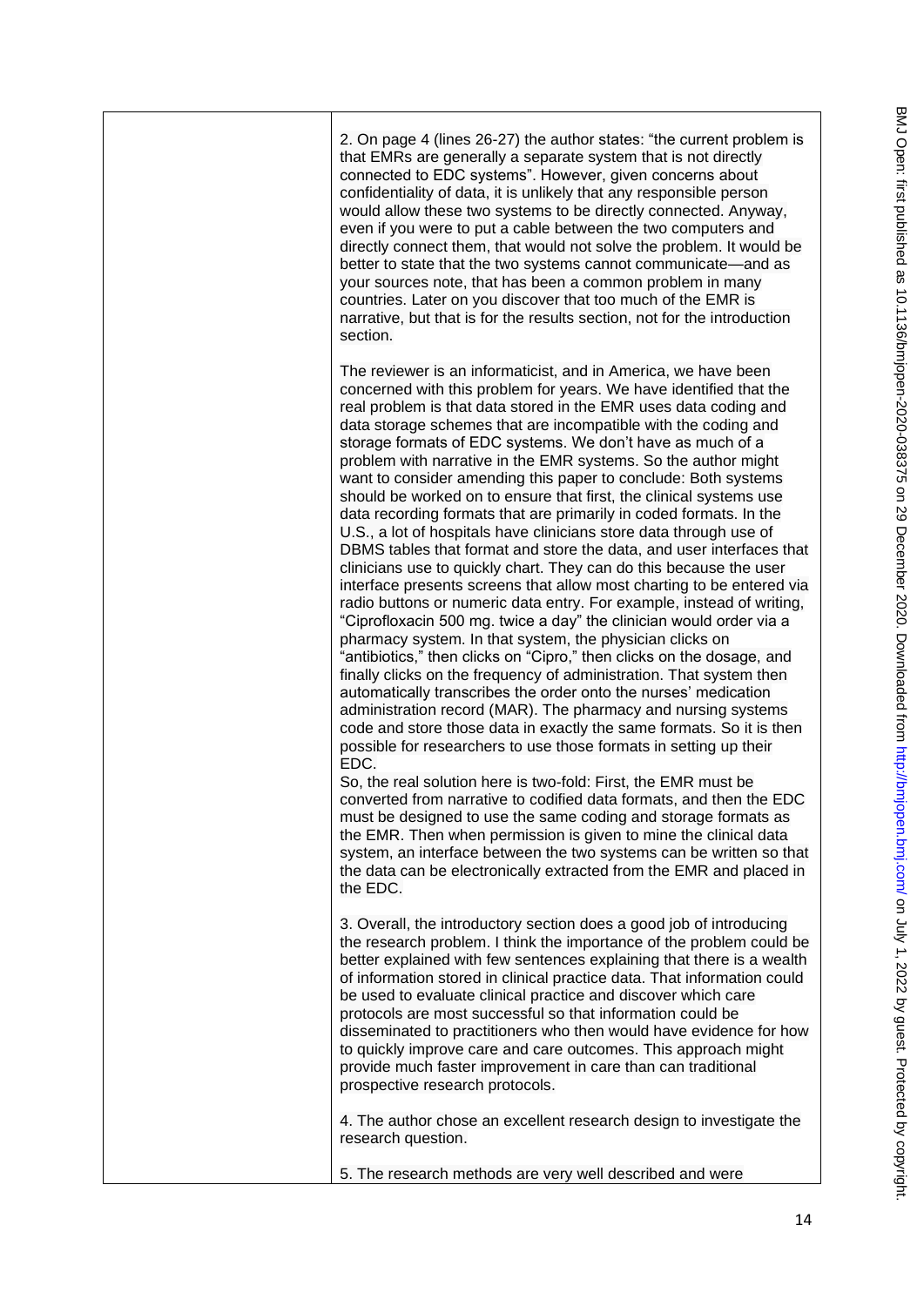| | |
|---|---|
| | 2. On page 4 (lines 26-27) the author states: "the current problem is that EMRs are generally a separate system that is not directly connected to EDC systems". However, given concerns about confidentiality of data, it is unlikely that any responsible person would allow these two systems to be directly connected. Anyway, even if you were to put a cable between the two computers and directly connect them, that would not solve the problem. It would be better to state that the two systems cannot communicate—and as your sources note, that has been a common problem in many countries. Later on you discover that too much of the EMR is narrative, but that is for the results section, not for the introduction section.<br><br>The reviewer is an informaticist, and in America, we have been concerned with this problem for years. We have identified that the real problem is that data stored in the EMR uses data coding and data storage schemes that are incompatible with the coding and storage formats of EDC systems. We don't have as much of a problem with narrative in the EMR systems. So the author might want to consider amending this paper to conclude: Both systems should be worked on to ensure that first, the clinical systems use data recording formats that are primarily in coded formats. In the U.S., a lot of hospitals have clinicians store data through use of DBMS tables that format and store the data, and user interfaces that clinicians use to quickly chart. They can do this because the user interface presents screens that allow most charting to be entered via radio buttons or numeric data entry. For example, instead of writing, "Ciprofloxacin 500 mg. twice a day" the clinician would order via a pharmacy system. In that system, the physician clicks on "antibiotics," then clicks on "Cipro," then clicks on the dosage, and finally clicks on the frequency of administration. That system then automatically transcribes the order onto the nurses' medication administration record (MAR). The pharmacy and nursing systems code and store those data in exactly the same formats. So it is then possible for researchers to use those formats in setting up their EDC.<br>So, the real solution here is two-fold: First, the EMR must be converted from narrative to codified data formats, and then the EDC must be designed to use the same coding and storage formats as the EMR. Then when permission is given to mine the clinical data system, an interface between the two systems can be written so that the data can be electronically extracted from the EMR and placed in the EDC.<br><br>3. Overall, the introductory section does a good job of introducing the research problem. I think the importance of the problem could be better explained with few sentences explaining that there is a wealth of information stored in clinical practice data. That information could be used to evaluate clinical practice and discover which care protocols are most successful so that information could be disseminated to practitioners who then would have evidence for how to quickly improve care and care outcomes. This approach might provide much faster improvement in care than can traditional prospective research protocols.<br><br>4. The author chose an excellent research design to investigate the research question.<br><br>5. The research methods are very well described and were |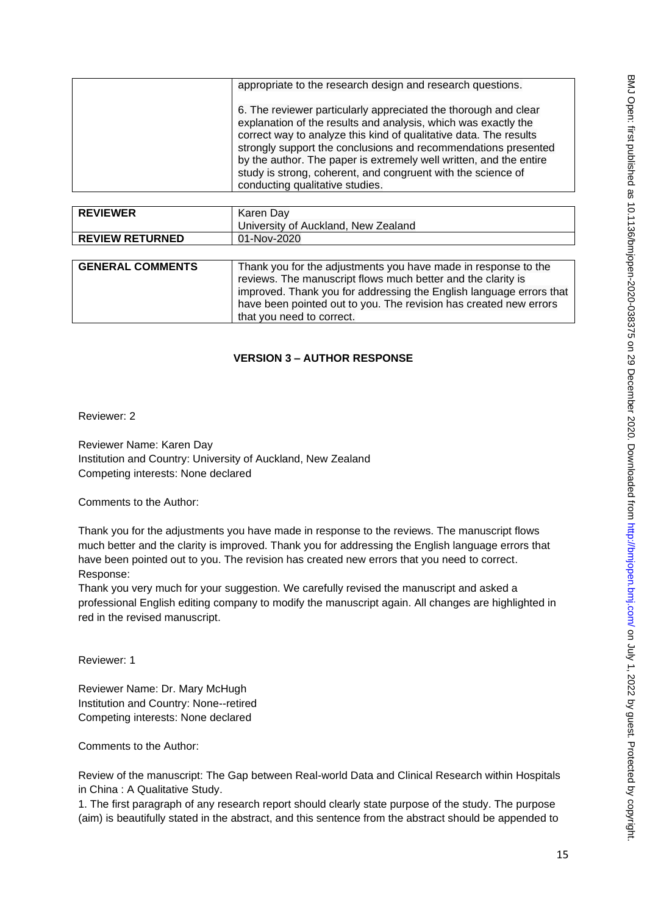| | appropriate to the research design and research questions.<br><br>6. The reviewer particularly appreciated the thorough and clear explanation of the results and analysis, which was exactly the correct way to analyze this kind of qualitative data. The results strongly support the conclusions and recommendations presented by the author. The paper is extremely well written, and the entire study is strong, coherent, and congruent with the science of conducting qualitative studies. |
|---|---|

| **REVIEWER** | Karen Day<br>University of Auckland, New Zealand |
|---|---|
| **REVIEW RETURNED** | 01-Nov-2020 |

| **GENERAL COMMENTS** | Thank you for the adjustments you have made in response to the reviews. The manuscript flows much better and the clarity is improved. Thank you for addressing the English language errors that have been pointed out to you. The revision has created new errors that you need to correct. |
|---|---|

### VERSION 3 – AUTHOR RESPONSE

Reviewer: 2

Reviewer Name: Karen Day
Institution and Country: University of Auckland, New Zealand
Competing interests: None declared

Comments to the Author:

Thank you for the adjustments you have made in response to the reviews. The manuscript flows much better and the clarity is improved. Thank you for addressing the English language errors that have been pointed out to you. The revision has created new errors that you need to correct.
Response:
Thank you very much for your suggestion. We carefully revised the manuscript and asked a professional English editing company to modify the manuscript again. All changes are highlighted in red in the revised manuscript.

Reviewer: 1

Reviewer Name: Dr. Mary McHugh
Institution and Country: None--retired
Competing interests: None declared

Comments to the Author:

Review of the manuscript: The Gap between Real-world Data and Clinical Research within Hospitals in China : A Qualitative Study.
1. The first paragraph of any research report should clearly state purpose of the study. The purpose (aim) is beautifully stated in the abstract, and this sentence from the abstract should be appended to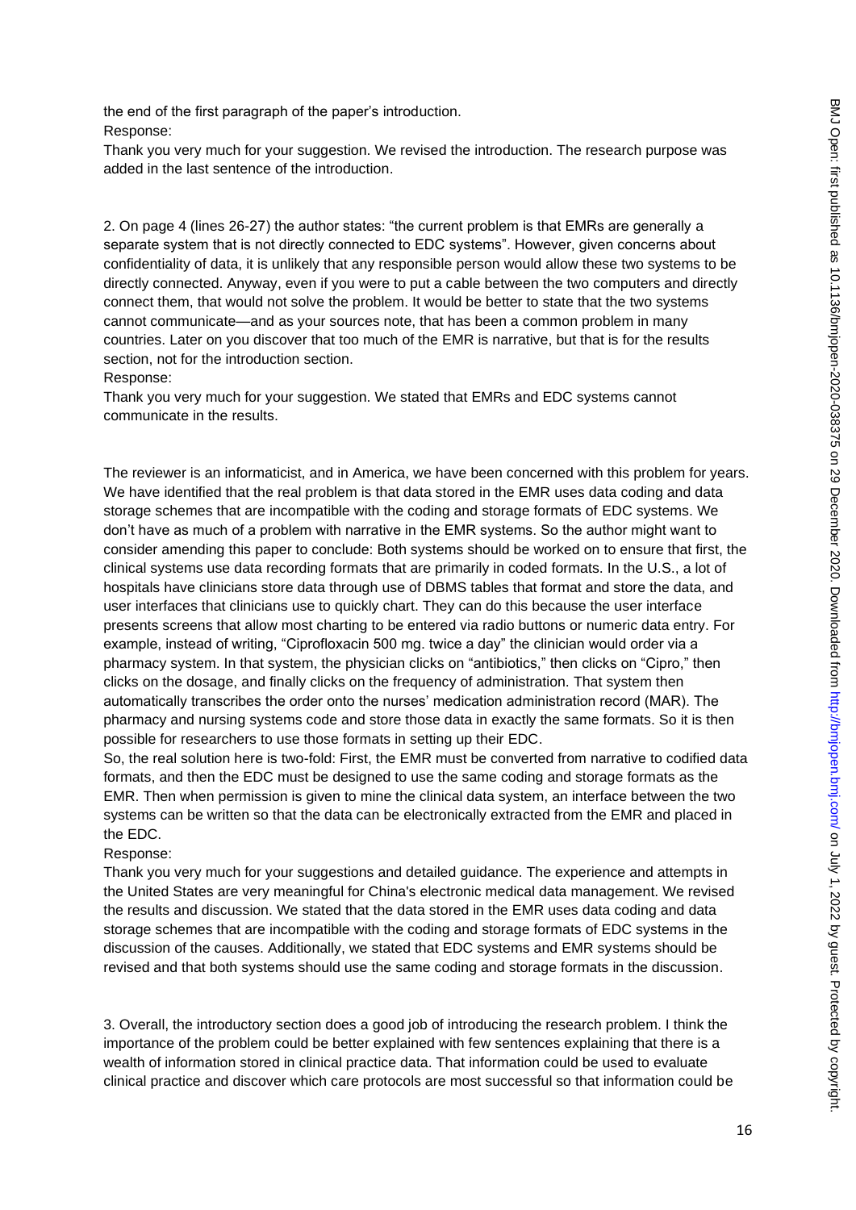the end of the first paragraph of the paper's introduction.

Response:

Thank you very much for your suggestion. We revised the introduction. The research purpose was added in the last sentence of the introduction.

2. On page 4 (lines 26-27) the author states: "the current problem is that EMRs are generally a separate system that is not directly connected to EDC systems". However, given concerns about confidentiality of data, it is unlikely that any responsible person would allow these two systems to be directly connected. Anyway, even if you were to put a cable between the two computers and directly connect them, that would not solve the problem. It would be better to state that the two systems cannot communicate—and as your sources note, that has been a common problem in many countries. Later on you discover that too much of the EMR is narrative, but that is for the results section, not for the introduction section.

Response:

Thank you very much for your suggestion. We stated that EMRs and EDC systems cannot communicate in the results.

The reviewer is an informaticist, and in America, we have been concerned with this problem for years. We have identified that the real problem is that data stored in the EMR uses data coding and data storage schemes that are incompatible with the coding and storage formats of EDC systems. We don't have as much of a problem with narrative in the EMR systems. So the author might want to consider amending this paper to conclude: Both systems should be worked on to ensure that first, the clinical systems use data recording formats that are primarily in coded formats. In the U.S., a lot of hospitals have clinicians store data through use of DBMS tables that format and store the data, and user interfaces that clinicians use to quickly chart. They can do this because the user interface presents screens that allow most charting to be entered via radio buttons or numeric data entry. For example, instead of writing, "Ciprofloxacin 500 mg. twice a day" the clinician would order via a pharmacy system. In that system, the physician clicks on "antibiotics," then clicks on "Cipro," then clicks on the dosage, and finally clicks on the frequency of administration. That system then automatically transcribes the order onto the nurses' medication administration record (MAR). The pharmacy and nursing systems code and store those data in exactly the same formats. So it is then possible for researchers to use those formats in setting up their EDC.

So, the real solution here is two-fold: First, the EMR must be converted from narrative to codified data formats, and then the EDC must be designed to use the same coding and storage formats as the EMR. Then when permission is given to mine the clinical data system, an interface between the two systems can be written so that the data can be electronically extracted from the EMR and placed in the EDC.

Response:

Thank you very much for your suggestions and detailed guidance. The experience and attempts in the United States are very meaningful for China's electronic medical data management. We revised the results and discussion. We stated that the data stored in the EMR uses data coding and data storage schemes that are incompatible with the coding and storage formats of EDC systems in the discussion of the causes. Additionally, we stated that EDC systems and EMR systems should be revised and that both systems should use the same coding and storage formats in the discussion.

3. Overall, the introductory section does a good job of introducing the research problem. I think the importance of the problem could be better explained with few sentences explaining that there is a wealth of information stored in clinical practice data. That information could be used to evaluate clinical practice and discover which care protocols are most successful so that information could be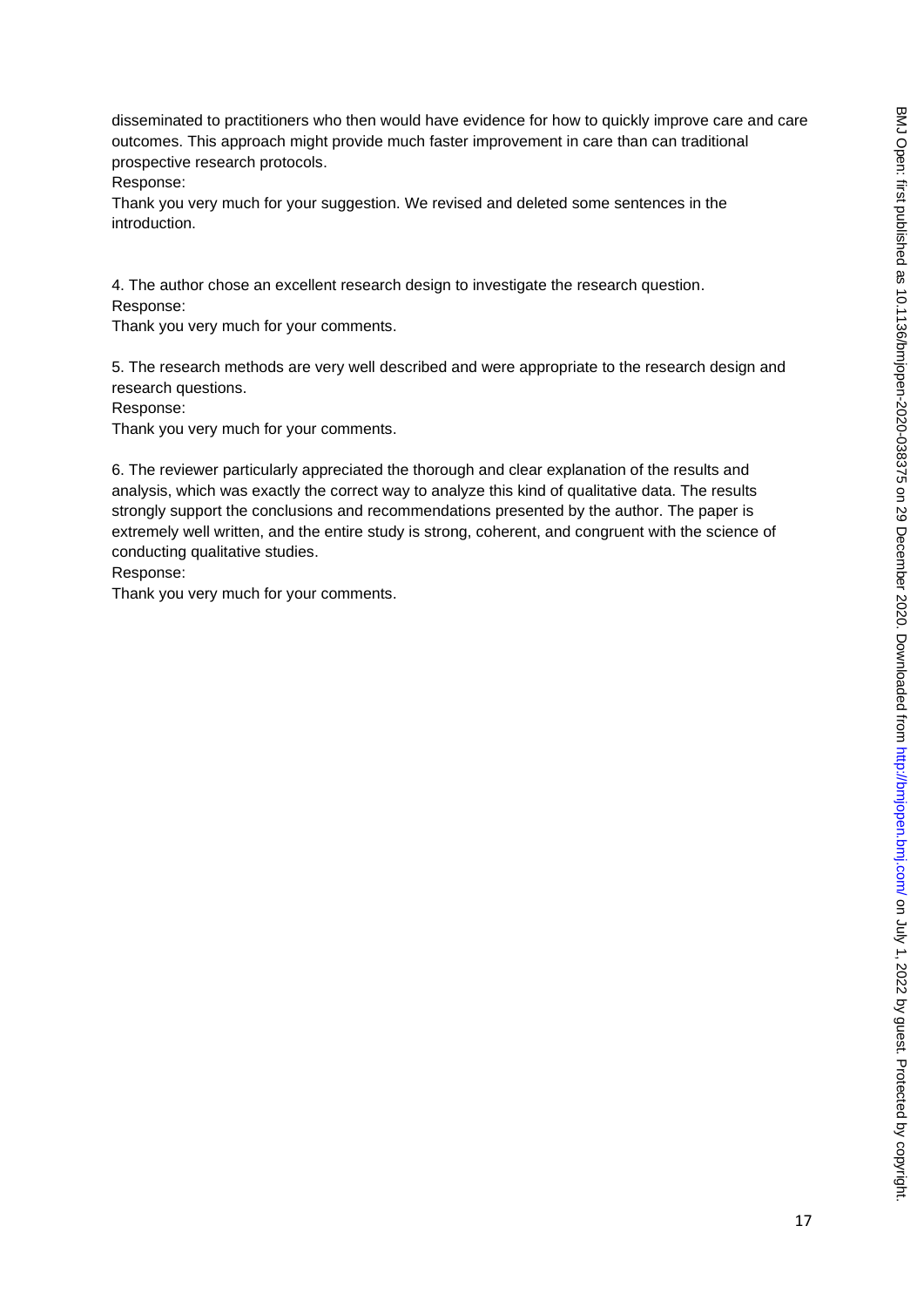disseminated to practitioners who then would have evidence for how to quickly improve care and care outcomes. This approach might provide much faster improvement in care than can traditional prospective research protocols.

Response:

Thank you very much for your suggestion. We revised and deleted some sentences in the introduction.

4. The author chose an excellent research design to investigate the research question.

Response:

Thank you very much for your comments.

5. The research methods are very well described and were appropriate to the research design and research questions.

Response:

Thank you very much for your comments.

6. The reviewer particularly appreciated the thorough and clear explanation of the results and analysis, which was exactly the correct way to analyze this kind of qualitative data. The results strongly support the conclusions and recommendations presented by the author. The paper is extremely well written, and the entire study is strong, coherent, and congruent with the science of conducting qualitative studies.

Response:

Thank you very much for your comments.